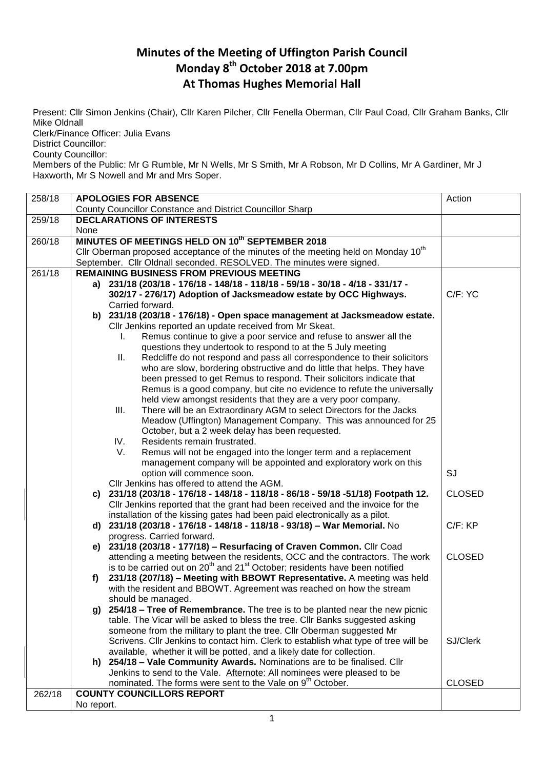# Minutes of the Meeting of Uffington Parish Council
## Monday 8th October 2018 at 7.00pm
## At Thomas Hughes Memorial Hall

Present: Cllr Simon Jenkins (Chair), Cllr Karen Pilcher, Cllr Fenella Oberman, Cllr Paul Coad, Cllr Graham Banks, Cllr Mike Oldnall
Clerk/Finance Officer: Julia Evans
District Councillor:
County Councillor:
Members of the Public: Mr G Rumble, Mr N Wells, Mr S Smith, Mr A Robson, Mr D Collins, Mr A Gardiner, Mr J Haxworth, Mr S Nowell and Mr and Mrs Soper.

| | | |
|---|---|---|
| 258/18 | **APOLOGIES FOR ABSENCE**<br>County Councillor Constance and District Councillor Sharp | Action |
| 259/18 | **DECLARATIONS OF INTERESTS**<br>None | |
| 260/18 | **MINUTES OF MEETINGS HELD ON 10th SEPTEMBER 2018**<br>Cllr Oberman proposed acceptance of the minutes of the meeting held on Monday 10th September. Cllr Oldnall seconded. RESOLVED. The minutes were signed. | |
| 261/18 | **REMAINING BUSINESS FROM PREVIOUS MEETING**<br>**a) 231/18 (203/18 - 176/18 - 148/18 - 118/18 - 59/18 - 30/18 - 4/18 - 331/17 - 302/17 - 276/17) Adoption of Jacksmeadow estate by OCC Highways.** Carried forward. | C/F: YC |
| | **b) 231/18 (203/18 - 176/18) - Open space management at Jacksmeadow estate.** Cllr Jenkins reported an update received from Mr Skeat.<br>I. Remus continue to give a poor service and refuse to answer all the questions they undertook to respond to at the 5 July meeting<br>II. Redcliffe do not respond and pass all correspondence to their solicitors who are slow, bordering obstructive and do little that helps. They have been pressed to get Remus to respond. Their solicitors indicate that Remus is a good company, but cite no evidence to refute the universally held view amongst residents that they are a very poor company.<br>III. There will be an Extraordinary AGM to select Directors for the Jacks Meadow (Uffington) Management Company. This was announced for 25 October, but a 2 week delay has been requested.<br>IV. Residents remain frustrated.<br>V. Remus will not be engaged into the longer term and a replacement management company will be appointed and exploratory work on this option will commence soon.<br>Cllr Jenkins has offered to attend the AGM. | SJ |
| | **c) 231/18 (203/18 - 176/18 - 148/18 - 118/18 - 86/18 - 59/18 -51/18) Footpath 12.** Cllr Jenkins reported that the grant had been received and the invoice for the installation of the kissing gates had been paid electronically as a pilot. | CLOSED |
| | **d) 231/18 (203/18 - 176/18 - 148/18 - 118/18 - 93/18) – War Memorial.** No progress. Carried forward. | C/F: KP |
| | **e) 231/18 (203/18 - 177/18) – Resurfacing of Craven Common.** Cllr Coad attending a meeting between the residents, OCC and the contractors. The work is to be carried out on 20th and 21st October; residents have been notified | CLOSED |
| | **f) 231/18 (207/18) – Meeting with BBOWT Representative.** A meeting was held with the resident and BBOWT. Agreement was reached on how the stream should be managed. | |
| | **g) 254/18 – Tree of Remembrance.** The tree is to be planted near the new picnic table. The Vicar will be asked to bless the tree. Cllr Banks suggested asking someone from the military to plant the tree. Cllr Oberman suggested Mr Scrivens. Cllr Jenkins to contact him. Clerk to establish what type of tree will be available, whether it will be potted, and a likely date for collection. | SJ/Clerk |
| | **h) 254/18 – Vale Community Awards.** Nominations are to be finalised. Cllr Jenkins to send to the Vale. Afternote: All nominees were pleased to be nominated. The forms were sent to the Vale on 9th October. | CLOSED |
| 262/18 | **COUNTY COUNCILLORS REPORT**<br>No report. | |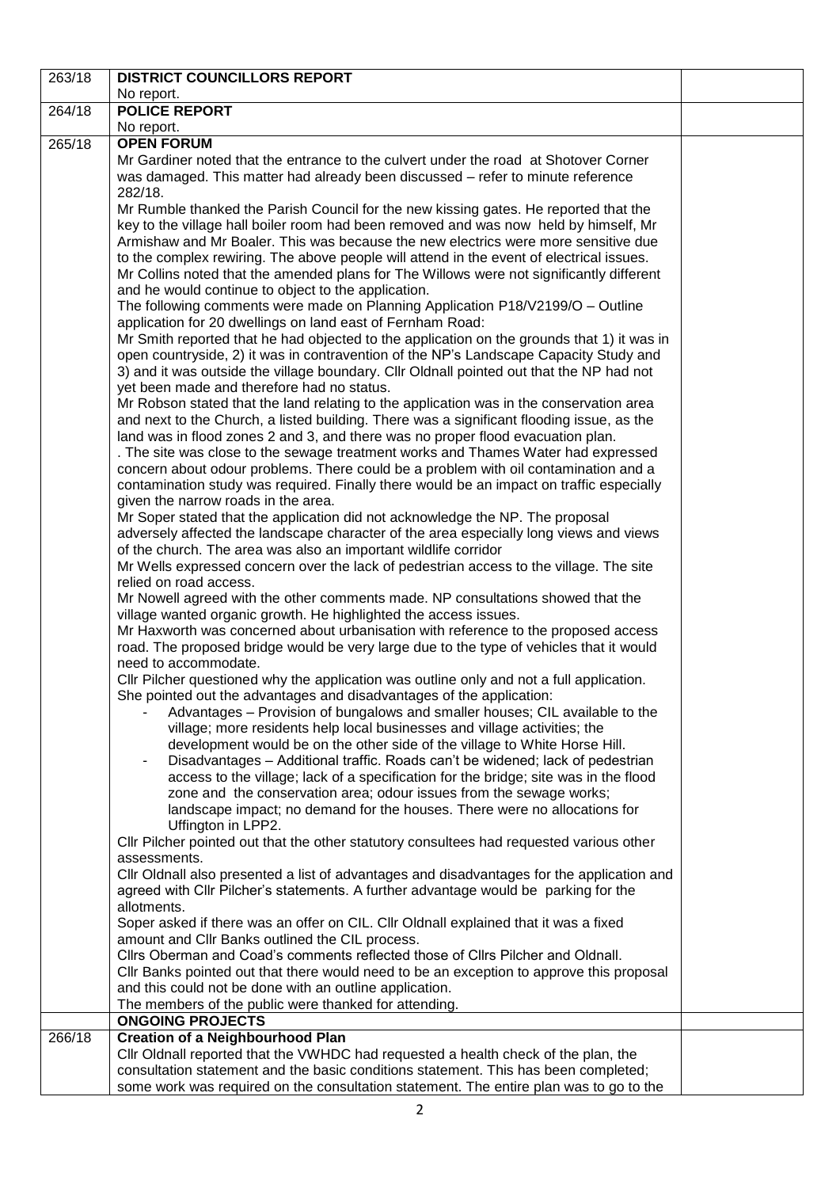| | | |
|---|---|---|
| 263/18 | **DISTRICT COUNCILLORS REPORT**<br>No report. | |
| 264/18 | **POLICE REPORT**<br>No report. | |
| 265/18 | **OPEN FORUM**<br>Mr Gardiner noted that the entrance to the culvert under the road at Shotover Corner was damaged. This matter had already been discussed – refer to minute reference 282/18.<br>Mr Rumble thanked the Parish Council for the new kissing gates. He reported that the key to the village hall boiler room had been removed and was now held by himself, Mr Armishaw and Mr Boaler. This was because the new electrics were more sensitive due to the complex rewiring. The above people will attend in the event of electrical issues.<br>Mr Collins noted that the amended plans for The Willows were not significantly different and he would continue to object to the application.<br>The following comments were made on Planning Application P18/V2199/O – Outline application for 20 dwellings on land east of Fernham Road:<br>Mr Smith reported that he had objected to the application on the grounds that 1) it was in open countryside, 2) it was in contravention of the NP's Landscape Capacity Study and 3) and it was outside the village boundary. Cllr Oldnall pointed out that the NP had not yet been made and therefore had no status.<br>Mr Robson stated that the land relating to the application was in the conservation area and next to the Church, a listed building. There was a significant flooding issue, as the land was in flood zones 2 and 3, and there was no proper flood evacuation plan.<br>. The site was close to the sewage treatment works and Thames Water had expressed concern about odour problems. There could be a problem with oil contamination and a contamination study was required. Finally there would be an impact on traffic especially given the narrow roads in the area.<br>Mr Soper stated that the application did not acknowledge the NP. The proposal adversely affected the landscape character of the area especially long views and views of the church. The area was also an important wildlife corridor<br>Mr Wells expressed concern over the lack of pedestrian access to the village. The site relied on road access.<br>Mr Nowell agreed with the other comments made. NP consultations showed that the village wanted organic growth. He highlighted the access issues.<br>Mr Haxworth was concerned about urbanisation with reference to the proposed access road. The proposed bridge would be very large due to the type of vehicles that it would need to accommodate.<br>Cllr Pilcher questioned why the application was outline only and not a full application. She pointed out the advantages and disadvantages of the application:<br>- Advantages – Provision of bungalows and smaller houses; CIL available to the village; more residents help local businesses and village activities; the development would be on the other side of the village to White Horse Hill.<br>- Disadvantages – Additional traffic. Roads can't be widened; lack of pedestrian access to the village; lack of a specification for the bridge; site was in the flood zone and the conservation area; odour issues from the sewage works; landscape impact; no demand for the houses. There were no allocations for Uffington in LPP2.<br>Cllr Pilcher pointed out that the other statutory consultees had requested various other assessments.<br>Cllr Oldnall also presented a list of advantages and disadvantages for the application and agreed with Cllr Pilcher's statements. A further advantage would be parking for the allotments.<br>Soper asked if there was an offer on CIL. Cllr Oldnall explained that it was a fixed amount and Cllr Banks outlined the CIL process.<br>Cllrs Oberman and Coad's comments reflected those of Cllrs Pilcher and Oldnall.<br>Cllr Banks pointed out that there would need to be an exception to approve this proposal and this could not be done with an outline application.<br>The members of the public were thanked for attending. | |
| | **ONGOING PROJECTS** | |
| 266/18 | **Creation of a Neighbourhood Plan**<br>Cllr Oldnall reported that the VWHDC had requested a health check of the plan, the consultation statement and the basic conditions statement. This has been completed; some work was required on the consultation statement. The entire plan was to go to the | |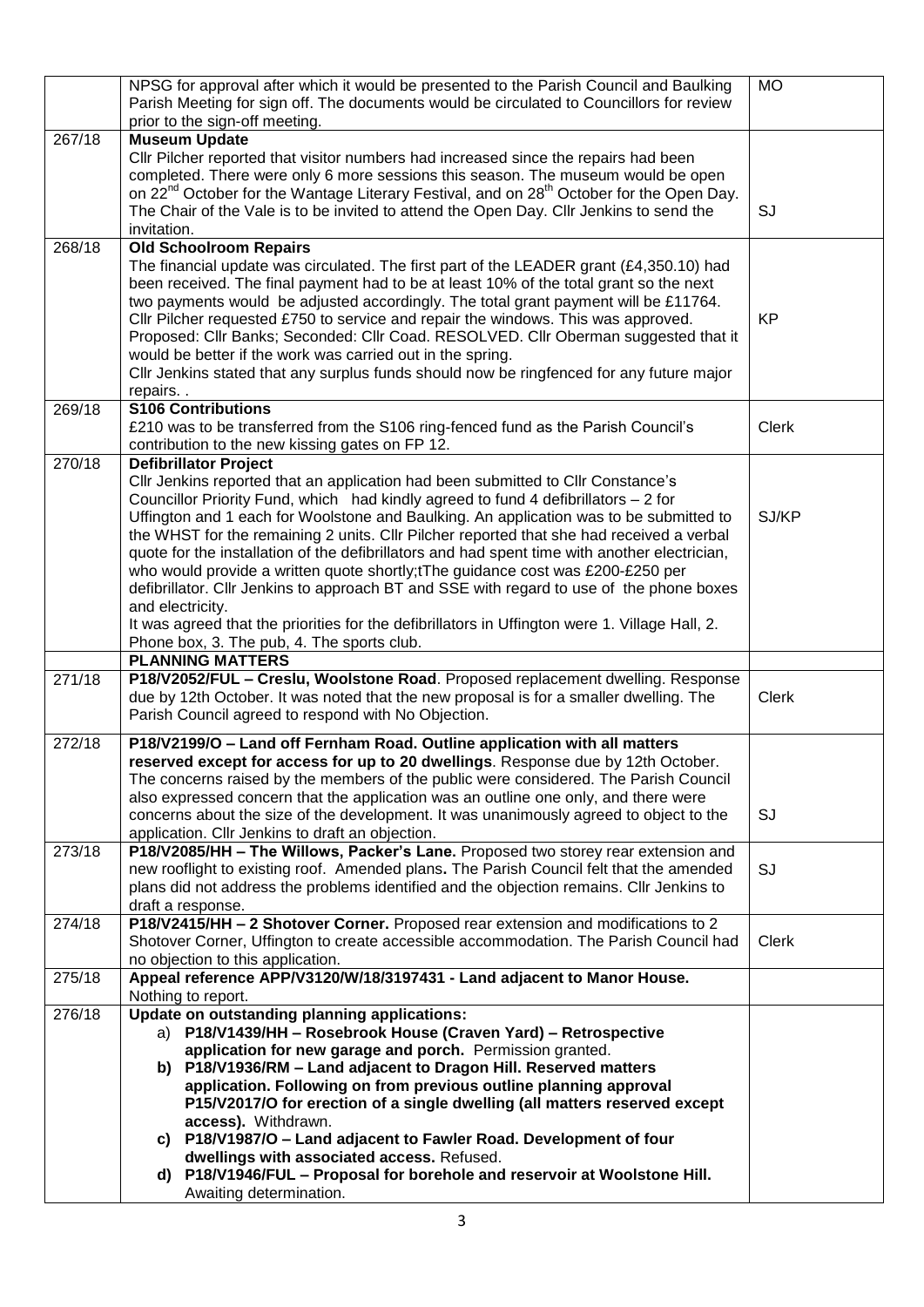| | | |
|---|---|---|
| | NPSG for approval after which it would be presented to the Parish Council and Baulking Parish Meeting for sign off. The documents would be circulated to Councillors for review prior to the sign-off meeting. | MO |
| 267/18 | **Museum Update**<br>Cllr Pilcher reported that visitor numbers had increased since the repairs had been completed. There were only 6 more sessions this season. The museum would be open on 22nd October for the Wantage Literary Festival, and on 28th October for the Open Day. The Chair of the Vale is to be invited to attend the Open Day. Cllr Jenkins to send the invitation. | SJ |
| 268/18 | **Old Schoolroom Repairs**<br>The financial update was circulated. The first part of the LEADER grant (£4,350.10) had been received. The final payment had to be at least 10% of the total grant so the next two payments would be adjusted accordingly. The total grant payment will be £11764. Cllr Pilcher requested £750 to service and repair the windows. This was approved. Proposed: Cllr Banks; Seconded: Cllr Coad. RESOLVED. Cllr Oberman suggested that it would be better if the work was carried out in the spring.<br>Cllr Jenkins stated that any surplus funds should now be ringfenced for any future major repairs. . | KP |
| 269/18 | **S106 Contributions**<br>£210 was to be transferred from the S106 ring-fenced fund as the Parish Council's contribution to the new kissing gates on FP 12. | Clerk |
| 270/18 | **Defibrillator Project**<br>Cllr Jenkins reported that an application had been submitted to Cllr Constance's Councillor Priority Fund, which had kindly agreed to fund 4 defibrillators – 2 for Uffington and 1 each for Woolstone and Baulking. An application was to be submitted to the WHST for the remaining 2 units. Cllr Pilcher reported that she had received a verbal quote for the installation of the defibrillators and had spent time with another electrician, who would provide a written quote shortly;tThe guidance cost was £200-£250 per defibrillator. Cllr Jenkins to approach BT and SSE with regard to use of the phone boxes and electricity.<br>It was agreed that the priorities for the defibrillators in Uffington were 1. Village Hall, 2. Phone box, 3. The pub, 4. The sports club. | SJ/KP |
| | **PLANNING MATTERS** | |
| 271/18 | **P18/V2052/FUL – Creslu, Woolstone Road**. Proposed replacement dwelling. Response due by 12th October. It was noted that the new proposal is for a smaller dwelling. The Parish Council agreed to respond with No Objection. | Clerk |
| 272/18 | **P18/V2199/O – Land off Fernham Road. Outline application with all matters reserved except for access for up to 20 dwellings**. Response due by 12th October. The concerns raised by the members of the public were considered. The Parish Council also expressed concern that the application was an outline one only, and there were concerns about the size of the development. It was unanimously agreed to object to the application. Cllr Jenkins to draft an objection. | SJ |
| 273/18 | **P18/V2085/HH – The Willows, Packer's Lane.** Proposed two storey rear extension and new rooflight to existing roof. Amended plans**.** The Parish Council felt that the amended plans did not address the problems identified and the objection remains. Cllr Jenkins to draft a response. | SJ |
| 274/18 | **P18/V2415/HH – 2 Shotover Corner.** Proposed rear extension and modifications to 2 Shotover Corner, Uffington to create accessible accommodation. The Parish Council had no objection to this application. | Clerk |
| 275/18 | **Appeal reference APP/V3120/W/18/3197431 - Land adjacent to Manor House.**<br>Nothing to report. | |
| 276/18 | **Update on outstanding planning applications:**<br>a) **P18/V1439/HH – Rosebrook House (Craven Yard) – Retrospective application for new garage and porch.** Permission granted.<br>**b) P18/V1936/RM – Land adjacent to Dragon Hill. Reserved matters application. Following on from previous outline planning approval P15/V2017/O for erection of a single dwelling (all matters reserved except access).** Withdrawn.<br>**c) P18/V1987/O – Land adjacent to Fawler Road. Development of four dwellings with associated access.** Refused.<br>**d) P18/V1946/FUL – Proposal for borehole and reservoir at Woolstone Hill.** Awaiting determination. | |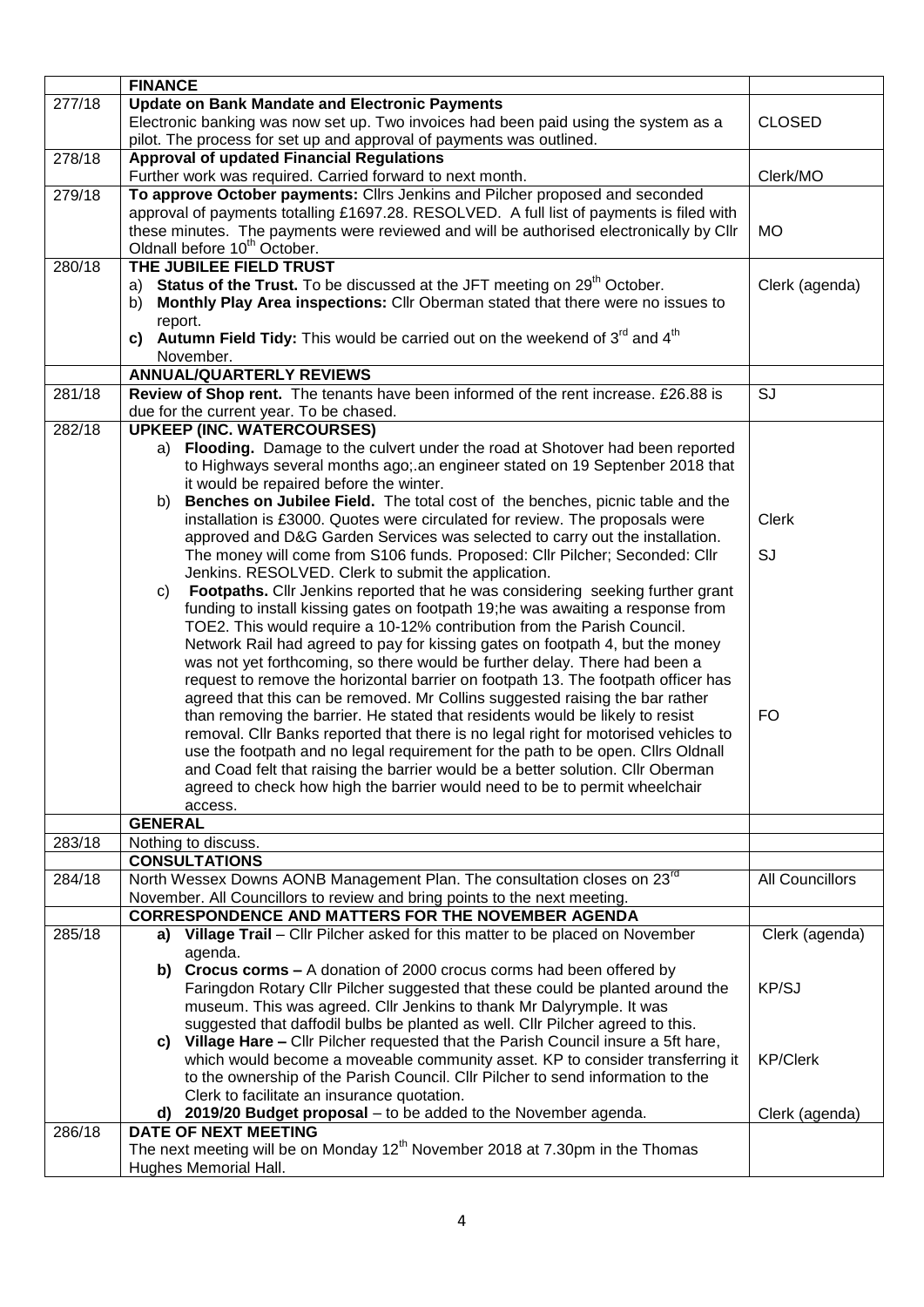| | **FINANCE** | |
|---|---|---|
| 277/18 | **Update on Bank Mandate and Electronic Payments**<br>Electronic banking was now set up. Two invoices had been paid using the system as a pilot. The process for set up and approval of payments was outlined. | CLOSED |
| 278/18 | **Approval of updated Financial Regulations**<br>Further work was required. Carried forward to next month. | Clerk/MO |
| 279/18 | **To approve October payments:** Cllrs Jenkins and Pilcher proposed and seconded approval of payments totalling £1697.28. RESOLVED. A full list of payments is filed with these minutes. The payments were reviewed and will be authorised electronically by Cllr Oldnall before 10th October. | MO |
| 280/18 | **THE JUBILEE FIELD TRUST**<br>a) **Status of the Trust.** To be discussed at the JFT meeting on 29th October.<br>b) **Monthly Play Area inspections:** Cllr Oberman stated that there were no issues to report.<br>c) **Autumn Field Tidy:** This would be carried out on the weekend of 3rd and 4th November. | Clerk (agenda) |
| | **ANNUAL/QUARTERLY REVIEWS** | |
| 281/18 | **Review of Shop rent.** The tenants have been informed of the rent increase. £26.88 is due for the current year. To be chased. | SJ |
| 282/18 | **UPKEEP (INC. WATERCOURSES)**<br>a) **Flooding.** Damage to the culvert under the road at Shotover had been reported to Highways several months ago;.an engineer stated on 19 Septenber 2018 that it would be repaired before the winter.<br>b) **Benches on Jubilee Field.** The total cost of the benches, picnic table and the installation is £3000. Quotes were circulated for review. The proposals were approved and D&G Garden Services was selected to carry out the installation. The money will come from S106 funds. Proposed: Cllr Pilcher; Seconded: Cllr Jenkins. RESOLVED. Clerk to submit the application.<br>c) **Footpaths.** Cllr Jenkins reported that he was considering seeking further grant funding to install kissing gates on footpath 19;he was awaiting a response from TOE2. This would require a 10-12% contribution from the Parish Council. Network Rail had agreed to pay for kissing gates on footpath 4, but the money was not yet forthcoming, so there would be further delay. There had been a request to remove the horizontal barrier on footpath 13. The footpath officer has agreed that this can be removed. Mr Collins suggested raising the bar rather than removing the barrier. He stated that residents would be likely to resist removal. Cllr Banks reported that there is no legal right for motorised vehicles to use the footpath and no legal requirement for the path to be open. Cllrs Oldnall and Coad felt that raising the barrier would be a better solution. Cllr Oberman agreed to check how high the barrier would need to be to permit wheelchair access. | Clerk<br>SJ<br>FO |
| | **GENERAL** | |
| 283/18 | Nothing to discuss. | |
| | **CONSULTATIONS** | |
| 284/18 | North Wessex Downs AONB Management Plan. The consultation closes on 23rd November. All Councillors to review and bring points to the next meeting. | All Councillors |
| | **CORRESPONDENCE AND MATTERS FOR THE NOVEMBER AGENDA** | |
| 285/18 | a) **Village Trail** – Cllr Pilcher asked for this matter to be placed on November agenda.<br>b) **Crocus corms –** A donation of 2000 crocus corms had been offered by Faringdon Rotary Cllr Pilcher suggested that these could be planted around the museum. This was agreed. Cllr Jenkins to thank Mr Dalyrymple. It was suggested that daffodil bulbs be planted as well. Cllr Pilcher agreed to this.<br>c) **Village Hare –** Cllr Pilcher requested that the Parish Council insure a 5ft hare, which would become a moveable community asset. KP to consider transferring it to the ownership of the Parish Council. Cllr Pilcher to send information to the Clerk to facilitate an insurance quotation.<br>d) **2019/20 Budget proposal** – to be added to the November agenda. | Clerk (agenda)<br>KP/SJ<br>KP/Clerk<br>Clerk (agenda) |
| 286/18 | **DATE OF NEXT MEETING**<br>The next meeting will be on Monday 12th November 2018 at 7.30pm in the Thomas Hughes Memorial Hall. | |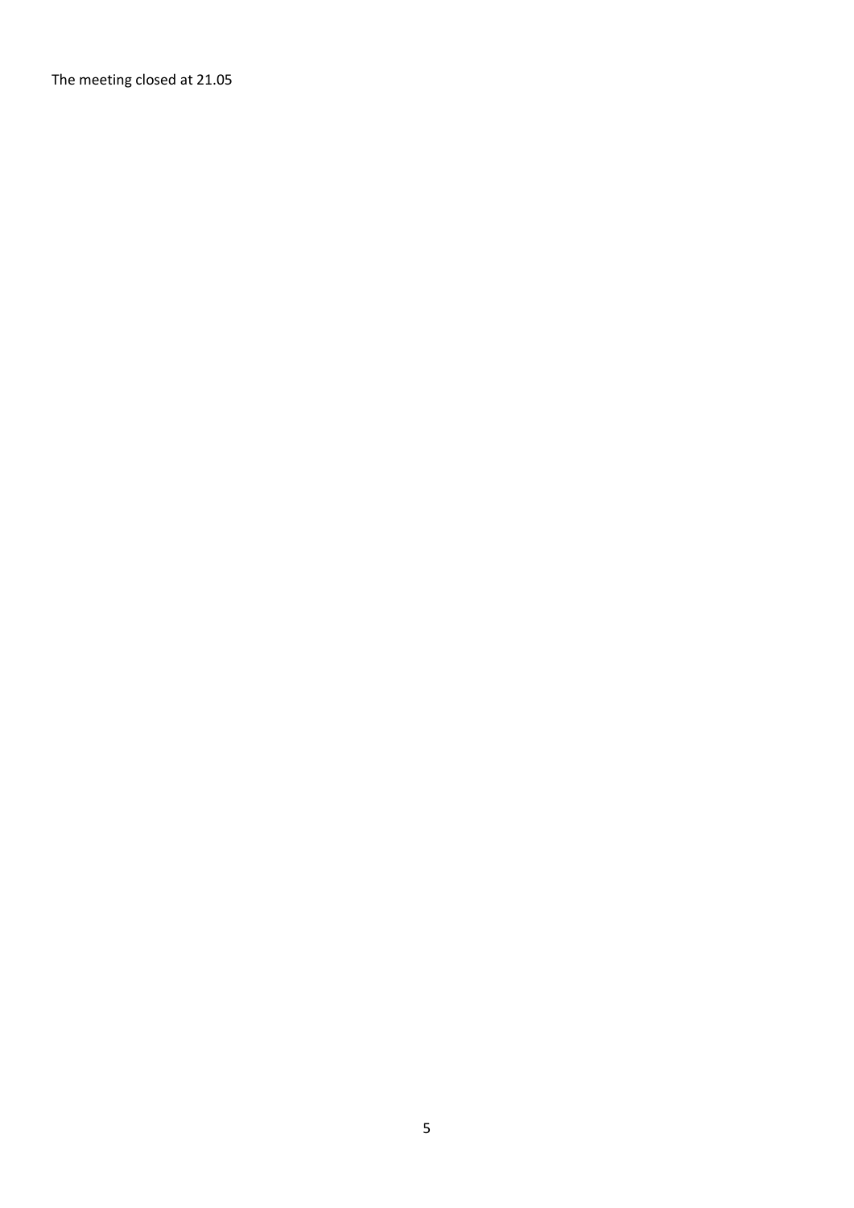The meeting closed at 21.05